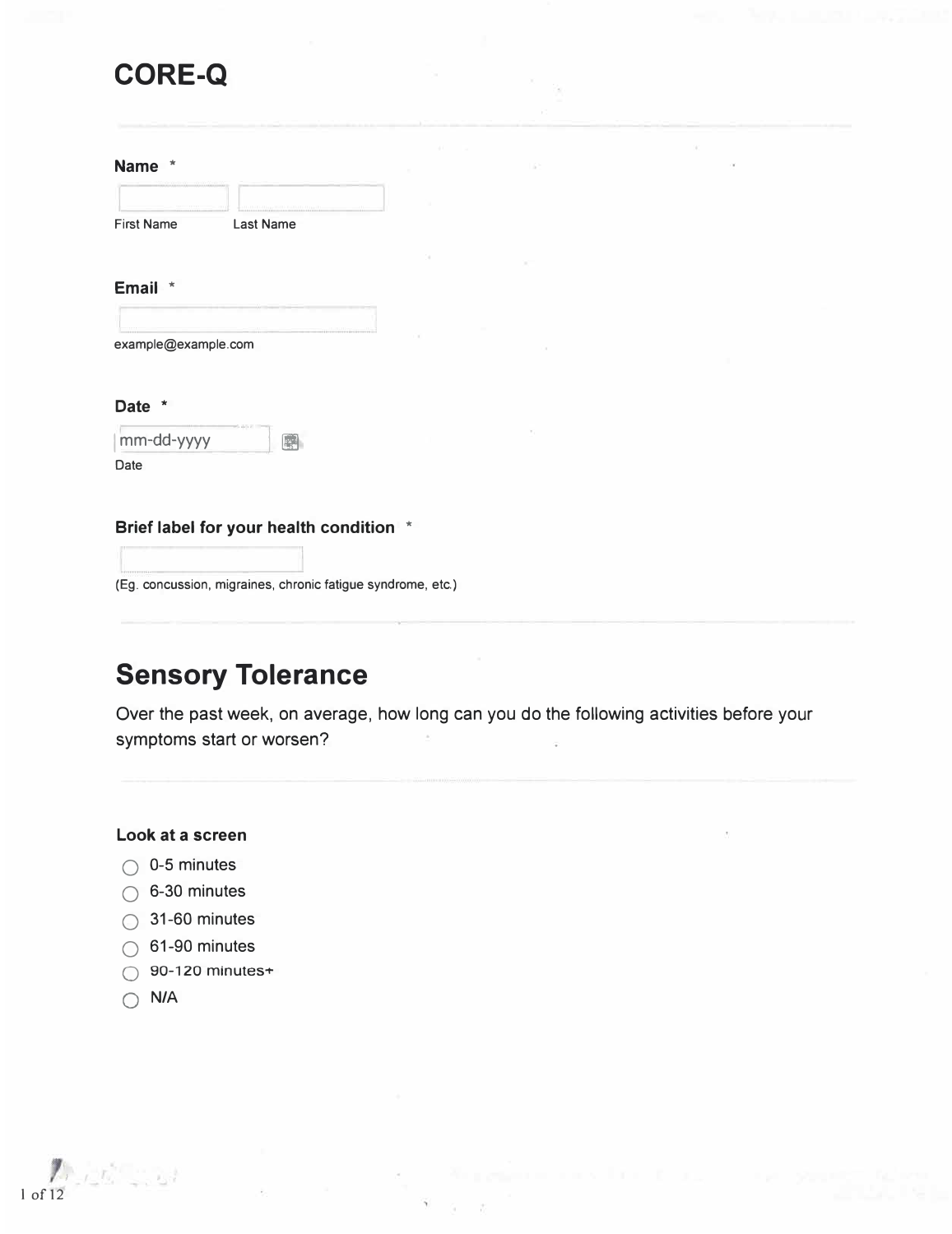# CORE-Q

**Name** *

First Name    Last Name

**Email** *

example@example.com

**Date** *

mm-dd-yyyy

Date

**Brief label for your health condition** *

(Eg. concussion, migraines, chronic fatigue syndrome, etc.)

## Sensory Tolerance

Over the past week, on average, how long can you do the following activities before your symptoms start or worsen?

**Look at a screen**

- ◯ 0-5 minutes
- ◯ 6-30 minutes
- ◯ 31-60 minutes
- ◯ 61-90 minutes
- ◯ 90-120 minutes+
- ◯ N/A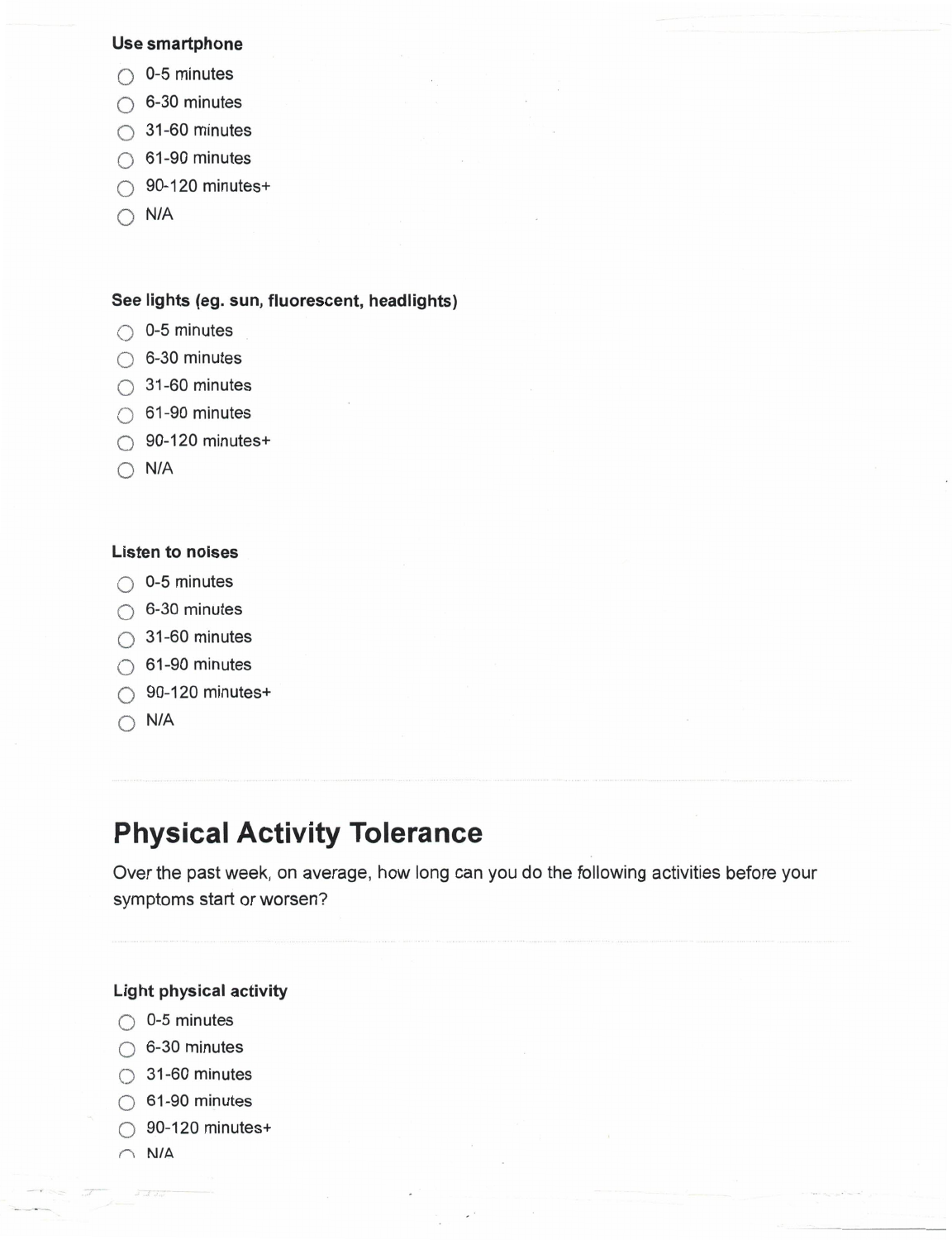**Use smartphone**

- ○ 0-5 minutes
- ○ 6-30 minutes
- ○ 31-60 minutes
- ○ 61-90 minutes
- ○ 90-120 minutes+
- ○ N/A

**See lights (eg. sun, fluorescent, headlights)**

- ○ 0-5 minutes
- ○ 6-30 minutes
- ○ 31-60 minutes
- ○ 61-90 minutes
- ○ 90-120 minutes+
- ○ N/A

**Listen to noises**

- ○ 0-5 minutes
- ○ 6-30 minutes
- ○ 31-60 minutes
- ○ 61-90 minutes
- ○ 90-120 minutes+
- ○ N/A

## Physical Activity Tolerance

Over the past week, on average, how long can you do the following activities before your symptoms start or worsen?

**Light physical activity**

- ○ 0-5 minutes
- ○ 6-30 minutes
- ○ 31-60 minutes
- ○ 61-90 minutes
- ○ 90-120 minutes+
- ○ N/A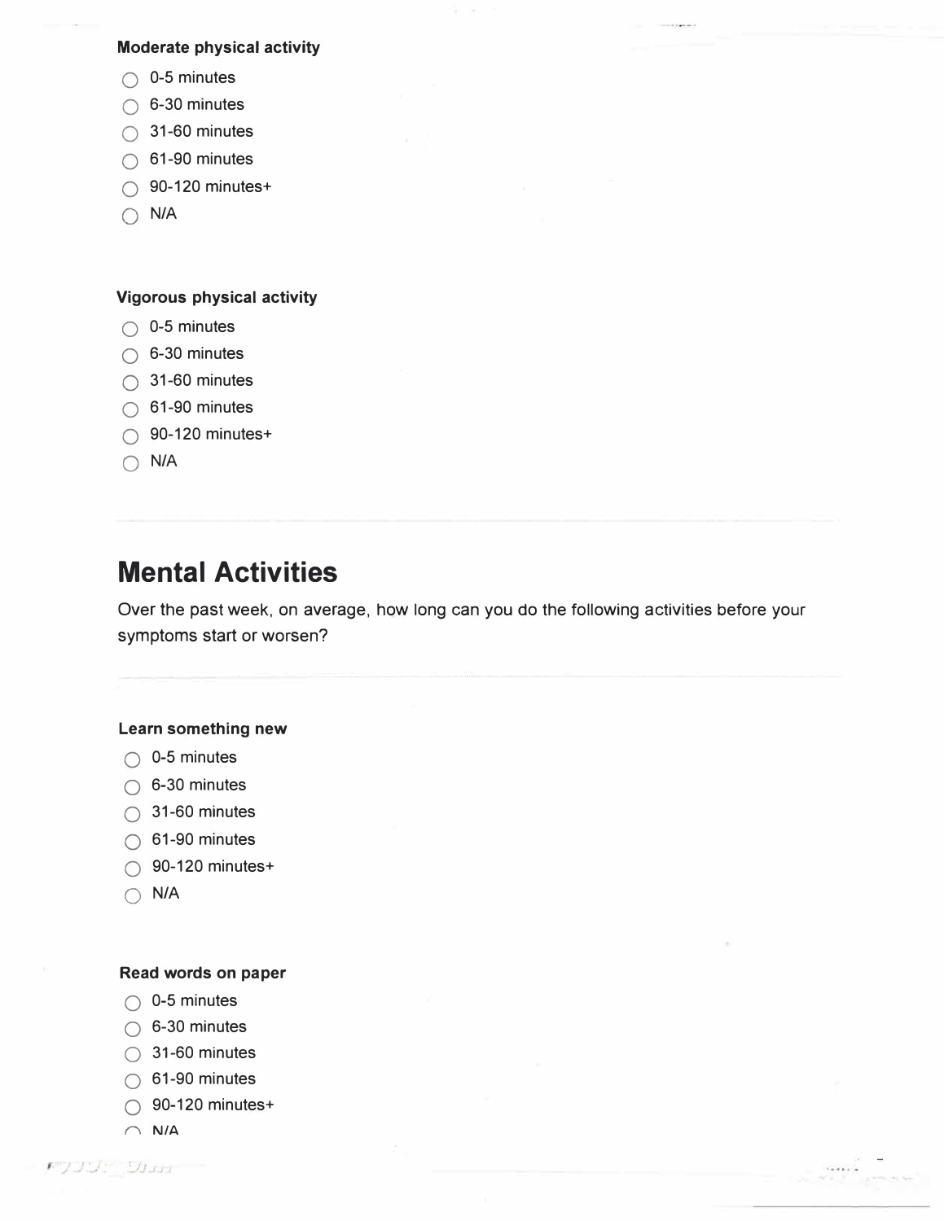**Moderate physical activity**

- 0-5 minutes
- 6-30 minutes
- 31-60 minutes
- 61-90 minutes
- 90-120 minutes+
- N/A

**Vigorous physical activity**

- 0-5 minutes
- 6-30 minutes
- 31-60 minutes
- 61-90 minutes
- 90-120 minutes+
- N/A

## Mental Activities

Over the past week, on average, how long can you do the following activities before your symptoms start or worsen?

**Learn something new**

- 0-5 minutes
- 6-30 minutes
- 31-60 minutes
- 61-90 minutes
- 90-120 minutes+
- N/A

**Read words on paper**

- 0-5 minutes
- 6-30 minutes
- 31-60 minutes
- 61-90 minutes
- 90-120 minutes+
- N/A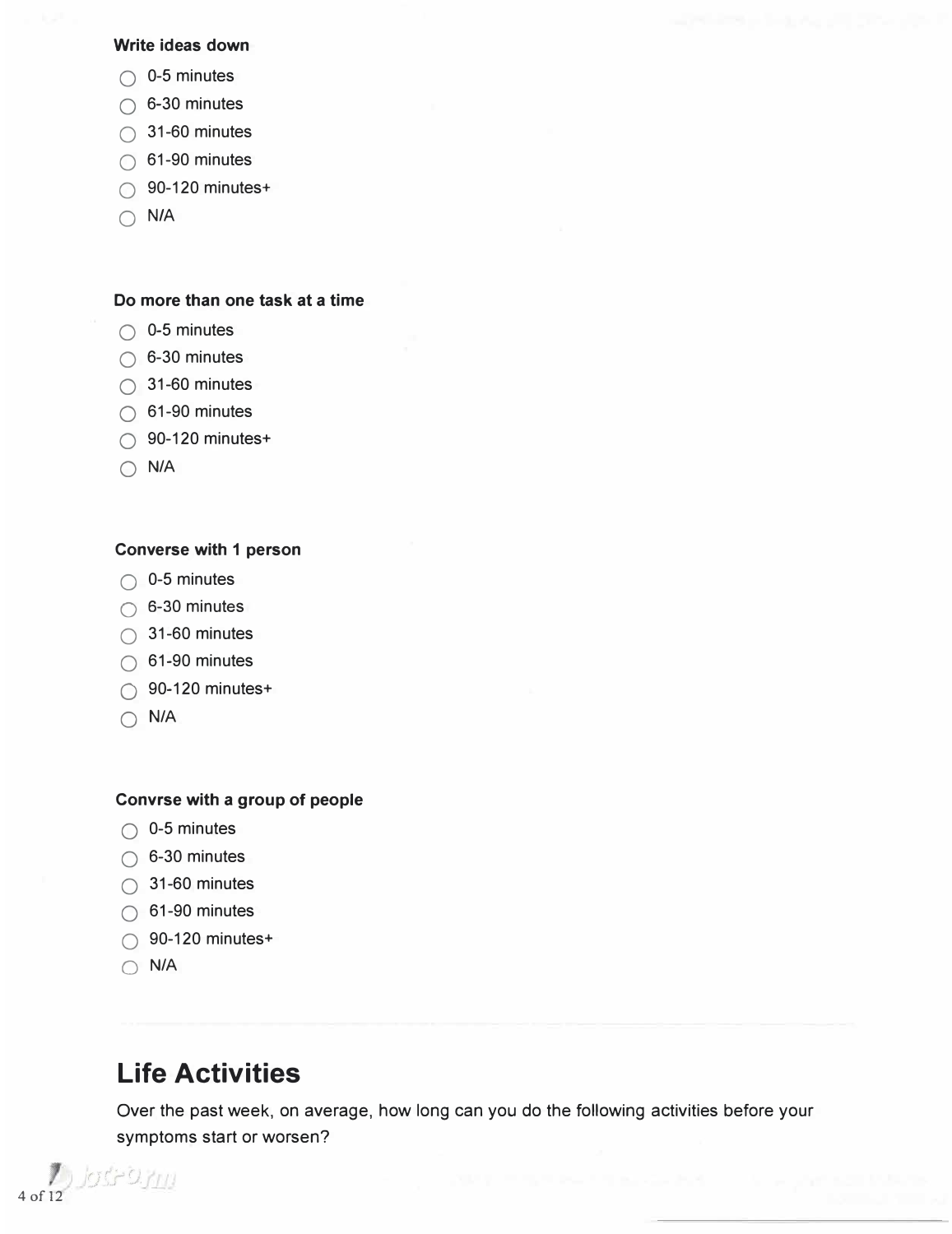**Write ideas down**

- ○ 0-5 minutes
- ○ 6-30 minutes
- ○ 31-60 minutes
- ○ 61-90 minutes
- ○ 90-120 minutes+
- ○ N/A

**Do more than one task at a time**

- ○ 0-5 minutes
- ○ 6-30 minutes
- ○ 31-60 minutes
- ○ 61-90 minutes
- ○ 90-120 minutes+
- ○ N/A

**Converse with 1 person**

- ○ 0-5 minutes
- ○ 6-30 minutes
- ○ 31-60 minutes
- ○ 61-90 minutes
- ○ 90-120 minutes+
- ○ N/A

**Convrse with a group of people**

- ○ 0-5 minutes
- ○ 6-30 minutes
- ○ 31-60 minutes
- ○ 61-90 minutes
- ○ 90-120 minutes+
- ○ N/A

# Life Activities

Over the past week, on average, how long can you do the following activities before your symptoms start or worsen?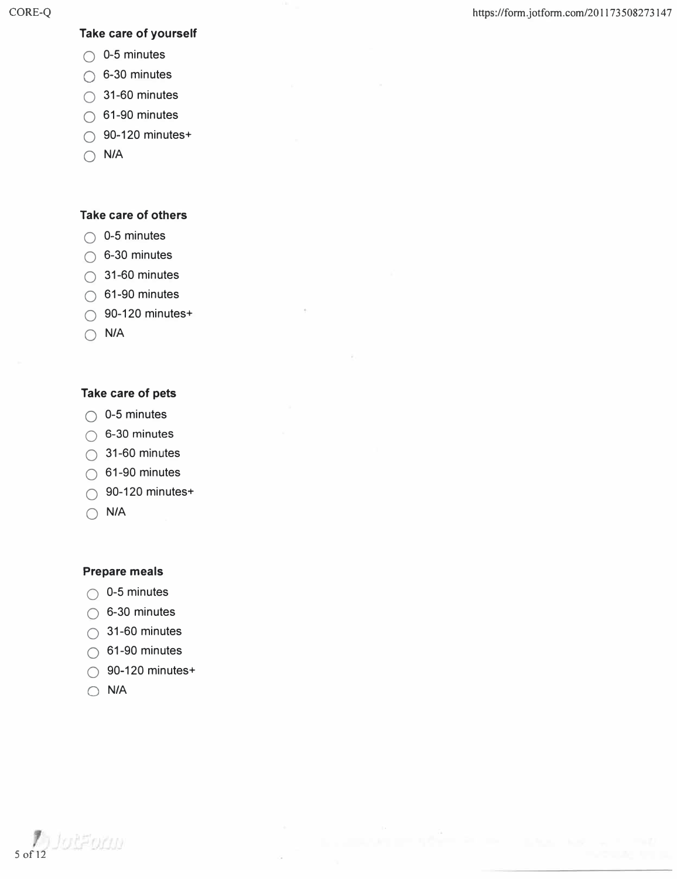**Take care of yourself**

- ◯ 0-5 minutes
- ◯ 6-30 minutes
- ◯ 31-60 minutes
- ◯ 61-90 minutes
- ◯ 90-120 minutes+
- ◯ N/A

**Take care of others**

- ◯ 0-5 minutes
- ◯ 6-30 minutes
- ◯ 31-60 minutes
- ◯ 61-90 minutes
- ◯ 90-120 minutes+
- ◯ N/A

**Take care of pets**

- ◯ 0-5 minutes
- ◯ 6-30 minutes
- ◯ 31-60 minutes
- ◯ 61-90 minutes
- ◯ 90-120 minutes+
- ◯ N/A

**Prepare meals**

- ◯ 0-5 minutes
- ◯ 6-30 minutes
- ◯ 31-60 minutes
- ◯ 61-90 minutes
- ◯ 90-120 minutes+
- ◯ N/A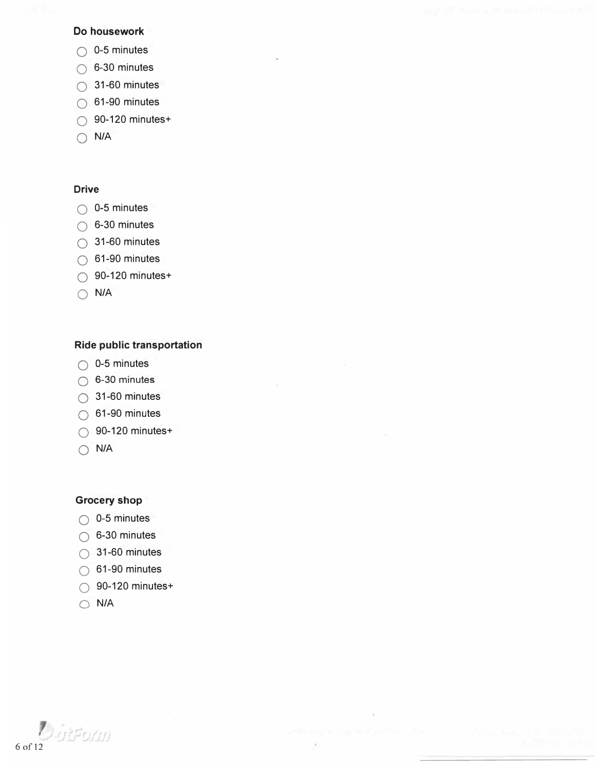**Do housework**

- ○ 0-5 minutes
- ○ 6-30 minutes
- ○ 31-60 minutes
- ○ 61-90 minutes
- ○ 90-120 minutes+
- ○ N/A

**Drive**

- ○ 0-5 minutes
- ○ 6-30 minutes
- ○ 31-60 minutes
- ○ 61-90 minutes
- ○ 90-120 minutes+
- ○ N/A

**Ride public transportation**

- ○ 0-5 minutes
- ○ 6-30 minutes
- ○ 31-60 minutes
- ○ 61-90 minutes
- ○ 90-120 minutes+
- ○ N/A

**Grocery shop**

- ○ 0-5 minutes
- ○ 6-30 minutes
- ○ 31-60 minutes
- ○ 61-90 minutes
- ○ 90-120 minutes+
- ○ N/A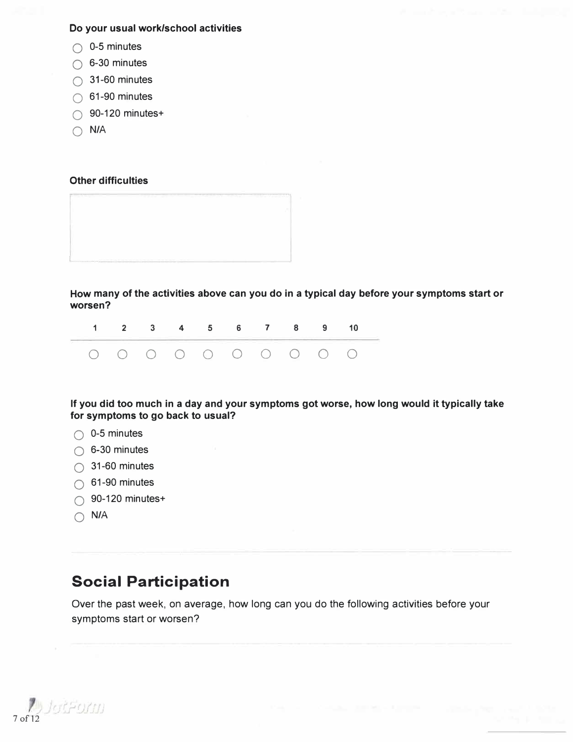**Do your usual work/school activities**

- ◯ 0-5 minutes
- ◯ 6-30 minutes
- ◯ 31-60 minutes
- ◯ 61-90 minutes
- ◯ 90-120 minutes+
- ◯ N/A

**Other difficulties**

| |
|---|
| |

**How many of the activities above can you do in a typical day before your symptoms start or worsen?**

| 1 | 2 | 3 | 4 | 5 | 6 | 7 | 8 | 9 | 10 |
|---|---|---|---|---|---|---|---|---|---|
| ◯ | ◯ | ◯ | ◯ | ◯ | ◯ | ◯ | ◯ | ◯ | ◯ |

**If you did too much in a day and your symptoms got worse, how long would it typically take for symptoms to go back to usual?**

- ◯ 0-5 minutes
- ◯ 6-30 minutes
- ◯ 31-60 minutes
- ◯ 61-90 minutes
- ◯ 90-120 minutes+
- ◯ N/A

## Social Participation

Over the past week, on average, how long can you do the following activities before your symptoms start or worsen?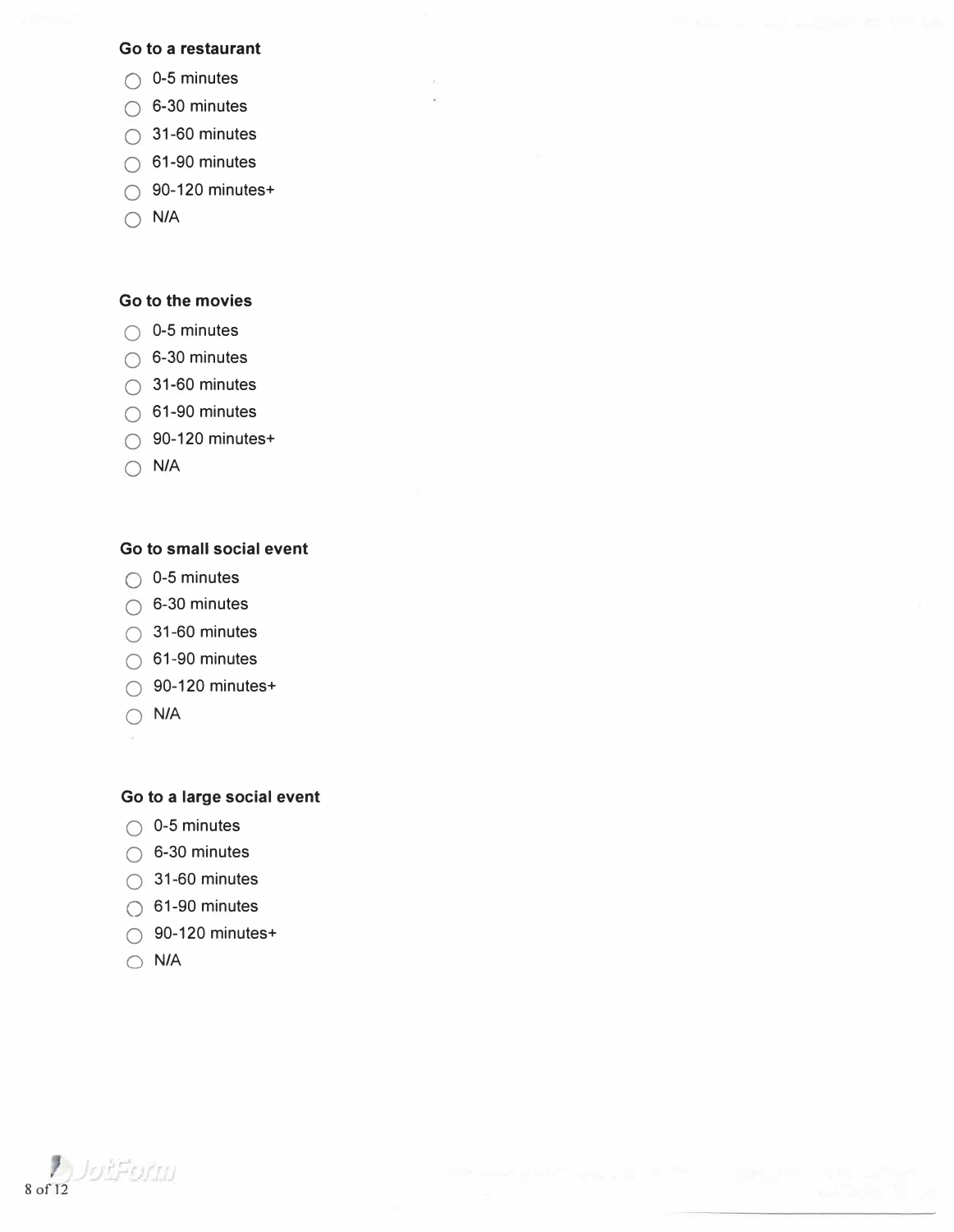**Go to a restaurant**

- ○ 0-5 minutes
- ○ 6-30 minutes
- ○ 31-60 minutes
- ○ 61-90 minutes
- ○ 90-120 minutes+
- ○ N/A

**Go to the movies**

- ○ 0-5 minutes
- ○ 6-30 minutes
- ○ 31-60 minutes
- ○ 61-90 minutes
- ○ 90-120 minutes+
- ○ N/A

**Go to small social event**

- ○ 0-5 minutes
- ○ 6-30 minutes
- ○ 31-60 minutes
- ○ 61-90 minutes
- ○ 90-120 minutes+
- ○ N/A

**Go to a large social event**

- ○ 0-5 minutes
- ○ 6-30 minutes
- ○ 31-60 minutes
- ○ 61-90 minutes
- ○ 90-120 minutes+
- ○ N/A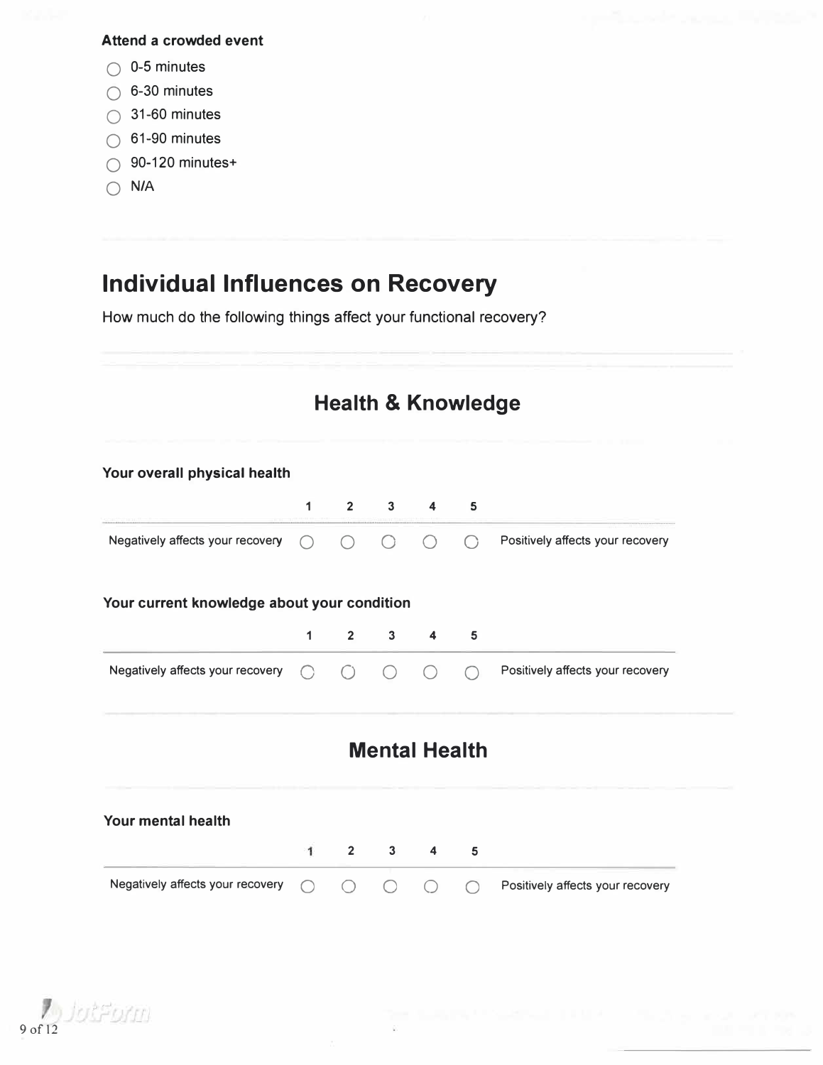**Attend a crowded event**

- ◯ 0-5 minutes
- ◯ 6-30 minutes
- ◯ 31-60 minutes
- ◯ 61-90 minutes
- ◯ 90-120 minutes+
- ◯ N/A

## Individual Influences on Recovery

How much do the following things affect your functional recovery?

### Health & Knowledge

**Your overall physical health**

| | 1 | 2 | 3 | 4 | 5 | |
|---|---|---|---|---|---|---|
| Negatively affects your recovery | ◯ | ◯ | ◯ | ◯ | ◯ | Positively affects your recovery |

**Your current knowledge about your condition**

| | 1 | 2 | 3 | 4 | 5 | |
|---|---|---|---|---|---|---|
| Negatively affects your recovery | ◯ | ◯ | ◯ | ◯ | ◯ | Positively affects your recovery |

### Mental Health

**Your mental health**

| | 1 | 2 | 3 | 4 | 5 | |
|---|---|---|---|---|---|---|
| Negatively affects your recovery | ◯ | ◯ | ◯ | ◯ | ◯ | Positively affects your recovery |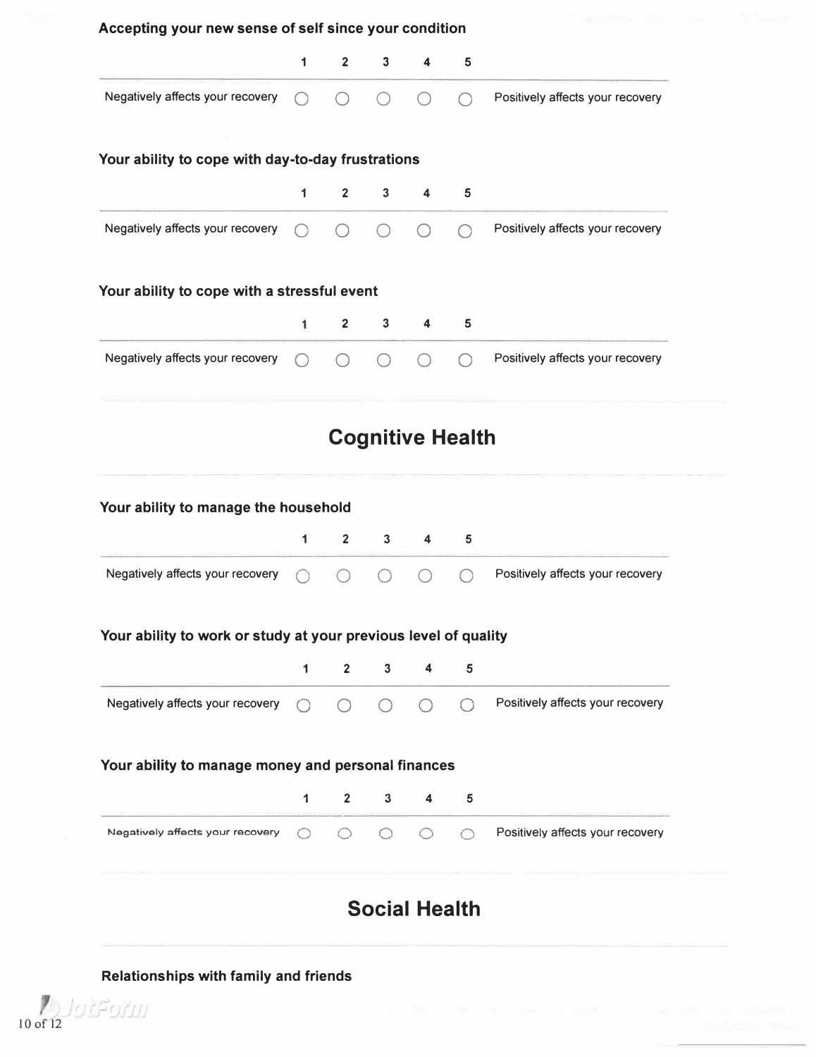**Accepting your new sense of self since your condition**

| | 1 | 2 | 3 | 4 | 5 | |
|---|---|---|---|---|---|---|
| Negatively affects your recovery | ○ | ○ | ○ | ○ | ○ | Positively affects your recovery |

**Your ability to cope with day-to-day frustrations**

| | 1 | 2 | 3 | 4 | 5 | |
|---|---|---|---|---|---|---|
| Negatively affects your recovery | ○ | ○ | ○ | ○ | ○ | Positively affects your recovery |

**Your ability to cope with a stressful event**

| | 1 | 2 | 3 | 4 | 5 | |
|---|---|---|---|---|---|---|
| Negatively affects your recovery | ○ | ○ | ○ | ○ | ○ | Positively affects your recovery |

## Cognitive Health

**Your ability to manage the household**

| | 1 | 2 | 3 | 4 | 5 | |
|---|---|---|---|---|---|---|
| Negatively affects your recovery | ○ | ○ | ○ | ○ | ○ | Positively affects your recovery |

**Your ability to work or study at your previous level of quality**

| | 1 | 2 | 3 | 4 | 5 | |
|---|---|---|---|---|---|---|
| Negatively affects your recovery | ○ | ○ | ○ | ○ | ○ | Positively affects your recovery |

**Your ability to manage money and personal finances**

| | 1 | 2 | 3 | 4 | 5 | |
|---|---|---|---|---|---|---|
| Negatively affects your recovery | ○ | ○ | ○ | ○ | ○ | Positively affects your recovery |

## Social Health

**Relationships with family and friends**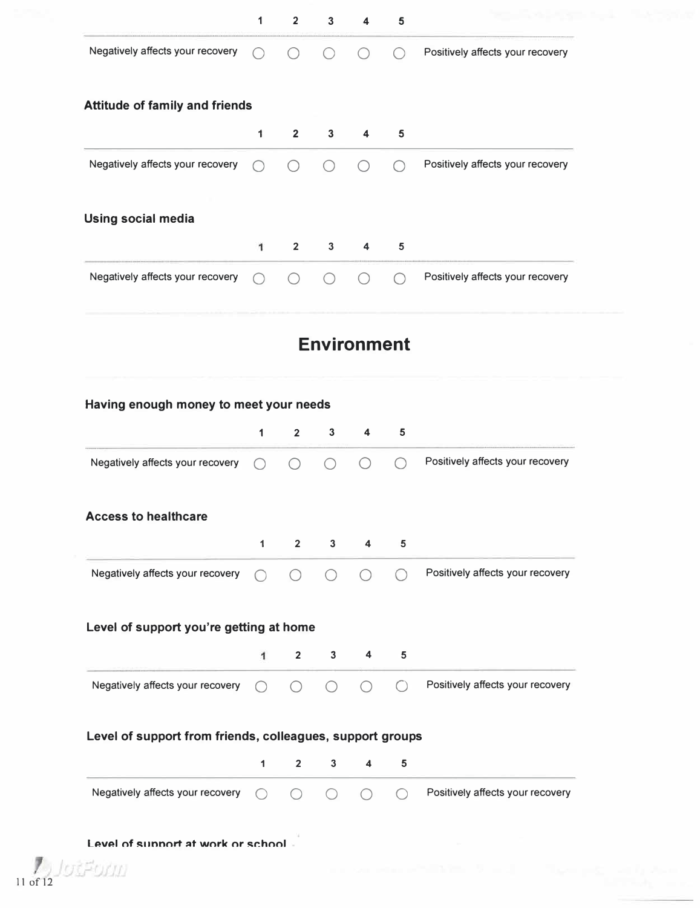| | 1 | 2 | 3 | 4 | 5 | |
|---|---|---|---|---|---|---|
| Negatively affects your recovery | ○ | ○ | ○ | ○ | ○ | Positively affects your recovery |

**Attitude of family and friends**

| | 1 | 2 | 3 | 4 | 5 | |
|---|---|---|---|---|---|---|
| Negatively affects your recovery | ○ | ○ | ○ | ○ | ○ | Positively affects your recovery |

**Using social media**

| | 1 | 2 | 3 | 4 | 5 | |
|---|---|---|---|---|---|---|
| Negatively affects your recovery | ○ | ○ | ○ | ○ | ○ | Positively affects your recovery |

# Environment

**Having enough money to meet your needs**

| | 1 | 2 | 3 | 4 | 5 | |
|---|---|---|---|---|---|---|
| Negatively affects your recovery | ○ | ○ | ○ | ○ | ○ | Positively affects your recovery |

**Access to healthcare**

| | 1 | 2 | 3 | 4 | 5 | |
|---|---|---|---|---|---|---|
| Negatively affects your recovery | ○ | ○ | ○ | ○ | ○ | Positively affects your recovery |

**Level of support you're getting at home**

| | 1 | 2 | 3 | 4 | 5 | |
|---|---|---|---|---|---|---|
| Negatively affects your recovery | ○ | ○ | ○ | ○ | ○ | Positively affects your recovery |

**Level of support from friends, colleagues, support groups**

| | 1 | 2 | 3 | 4 | 5 | |
|---|---|---|---|---|---|---|
| Negatively affects your recovery | ○ | ○ | ○ | ○ | ○ | Positively affects your recovery |

**Level of support at work or school**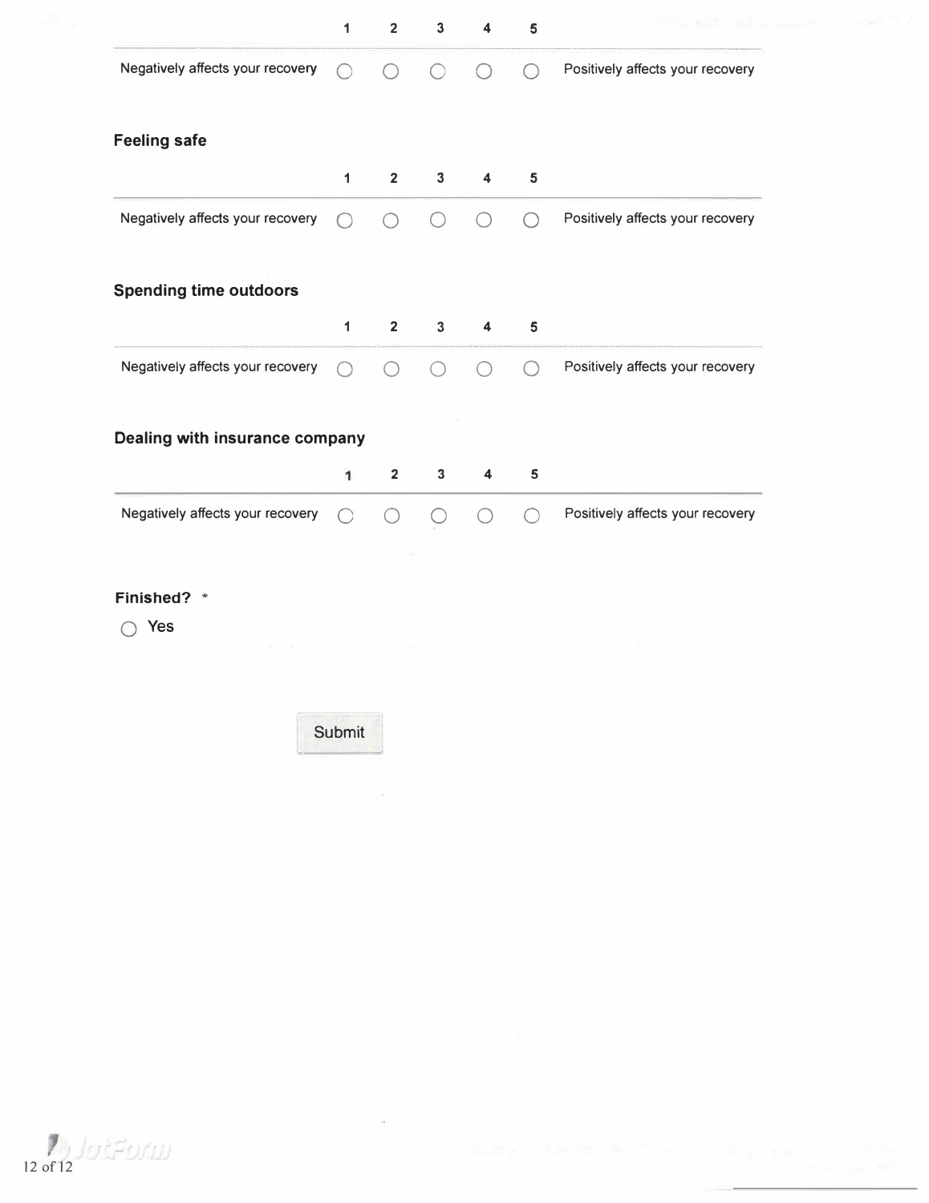| | 1 | 2 | 3 | 4 | 5 | |
|---|---|---|---|---|---|---|
| Negatively affects your recovery | ○ | ○ | ○ | ○ | ○ | Positively affects your recovery |

**Feeling safe**

| | 1 | 2 | 3 | 4 | 5 | |
|---|---|---|---|---|---|---|
| Negatively affects your recovery | ○ | ○ | ○ | ○ | ○ | Positively affects your recovery |

**Spending time outdoors**

| | 1 | 2 | 3 | 4 | 5 | |
|---|---|---|---|---|---|---|
| Negatively affects your recovery | ○ | ○ | ○ | ○ | ○ | Positively affects your recovery |

**Dealing with insurance company**

| | 1 | 2 | 3 | 4 | 5 | |
|---|---|---|---|---|---|---|
| Negatively affects your recovery | ○ | ○ | ○ | ○ | ○ | Positively affects your recovery |

**Finished?** *

○ Yes

Submit